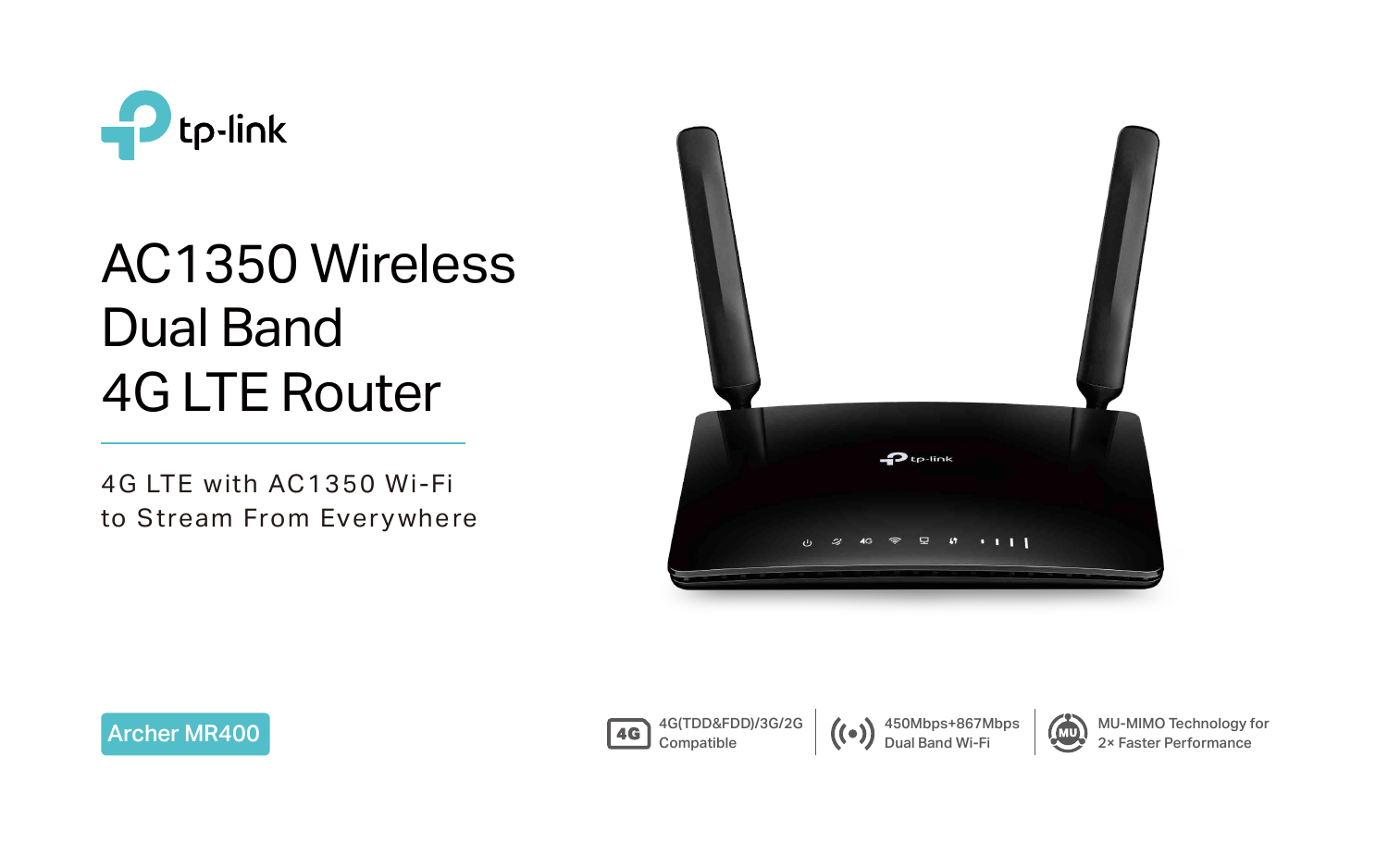tp-link

# AC1350 Wireless Dual Band 4G LTE Router

4G LTE with AC1350 Wi-Fi to Stream From Everywhere

**Archer MR400**

- 4G(TDD&FDD)/3G/2G Compatible
- 450Mbps+867Mbps Dual Band Wi-Fi
- MU-MIMO Technology for 2× Faster Performance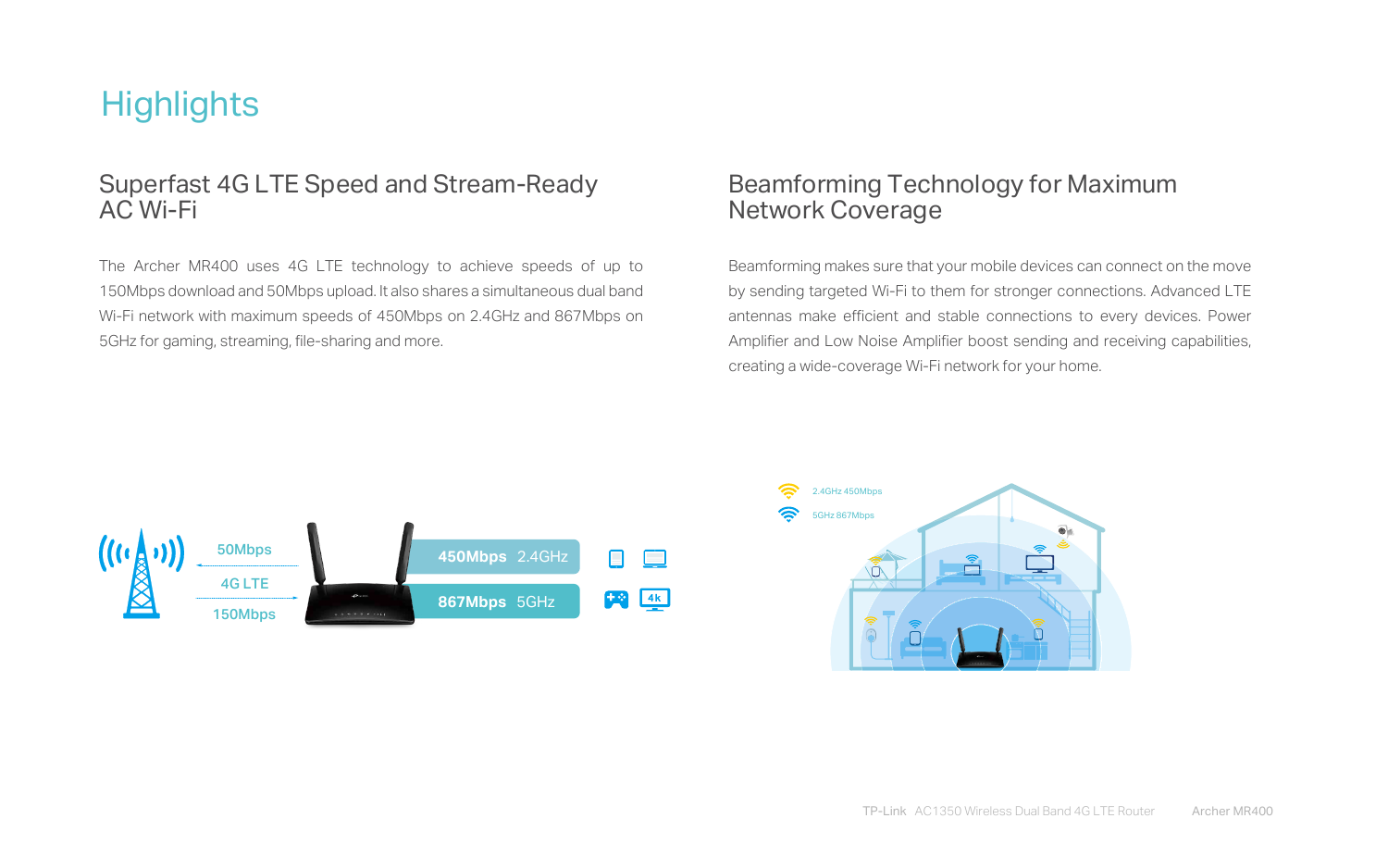# Highlights

## Superfast 4G LTE Speed and Stream-Ready AC Wi-Fi

The Archer MR400 uses 4G LTE technology to achieve speeds of up to 150Mbps download and 50Mbps upload. It also shares a simultaneous dual band Wi-Fi network with maximum speeds of 450Mbps on 2.4GHz and 867Mbps on 5GHz for gaming, streaming, file-sharing and more.

50Mbps

4G LTE

150Mbps

**450Mbps** 2.4GHz

**867Mbps** 5GHz

## Beamforming Technology for Maximum Network Coverage

Beamforming makes sure that your mobile devices can connect on the move by sending targeted Wi-Fi to them for stronger connections. Advanced LTE antennas make efficient and stable connections to every devices. Power Amplifier and Low Noise Amplifier boost sending and receiving capabilities, creating a wide-coverage Wi-Fi network for your home.

2.4GHz 450Mbps

5GHz 867Mbps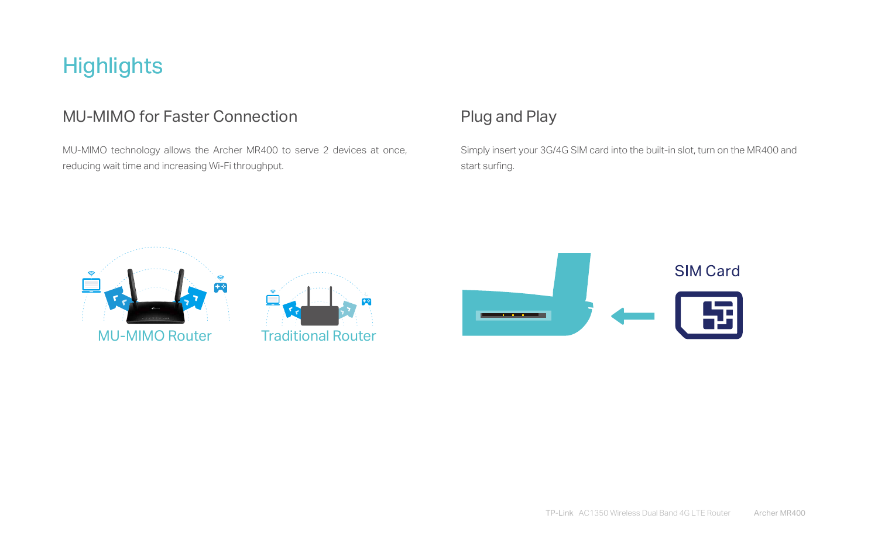# Highlights

## MU-MIMO for Faster Connection

MU-MIMO technology allows the Archer MR400 to serve 2 devices at once, reducing wait time and increasing Wi-Fi throughput.

MU-MIMO Router

Traditional Router

## Plug and Play

Simply insert your 3G/4G SIM card into the built-in slot, turn on the MR400 and start surfing.

SIM Card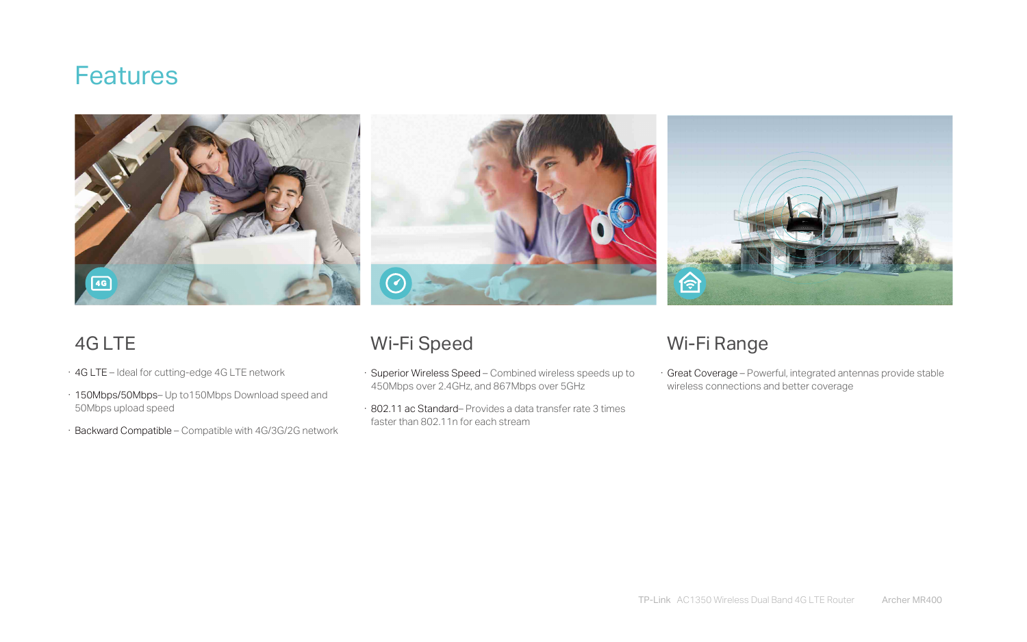# Features

## 4G LTE

- 4G LTE – Ideal for cutting-edge 4G LTE network
- 150Mbps/50Mbps– Up to150Mbps Download speed and 50Mbps upload speed
- Backward Compatible – Compatible with 4G/3G/2G network

## Wi-Fi Speed

- Superior Wireless Speed – Combined wireless speeds up to 450Mbps over 2.4GHz, and 867Mbps over 5GHz
- 802.11 ac Standard– Provides a data transfer rate 3 times faster than 802.11n for each stream

## Wi-Fi Range

- Great Coverage – Powerful, integrated antennas provide stable wireless connections and better coverage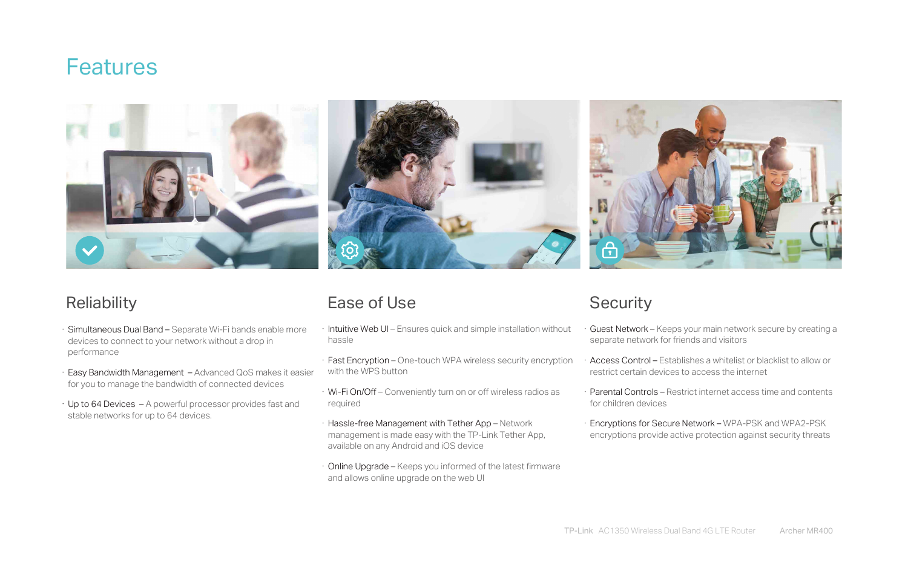# Features

## Reliability

- **Simultaneous Dual Band –** Separate Wi-Fi bands enable more devices to connect to your network without a drop in performance
- **Easy Bandwidth Management –** Advanced QoS makes it easier for you to manage the bandwidth of connected devices
- **Up to 64 Devices –** A powerful processor provides fast and stable networks for up to 64 devices.

## Ease of Use

- **Intuitive Web UI –** Ensures quick and simple installation without hassle
- **Fast Encryption –** One-touch WPA wireless security encryption with the WPS button
- **Wi-Fi On/Off –** Conveniently turn on or off wireless radios as required
- **Hassle-free Management with Tether App –** Network management is made easy with the TP-Link Tether App, available on any Android and iOS device
- **Online Upgrade –** Keeps you informed of the latest firmware and allows online upgrade on the web UI

## Security

- **Guest Network –** Keeps your main network secure by creating a separate network for friends and visitors
- **Access Control –** Establishes a whitelist or blacklist to allow or restrict certain devices to access the internet
- **Parental Controls –** Restrict internet access time and contents for children devices
- **Encryptions for Secure Network –** WPA-PSK and WPA2-PSK encryptions provide active protection against security threats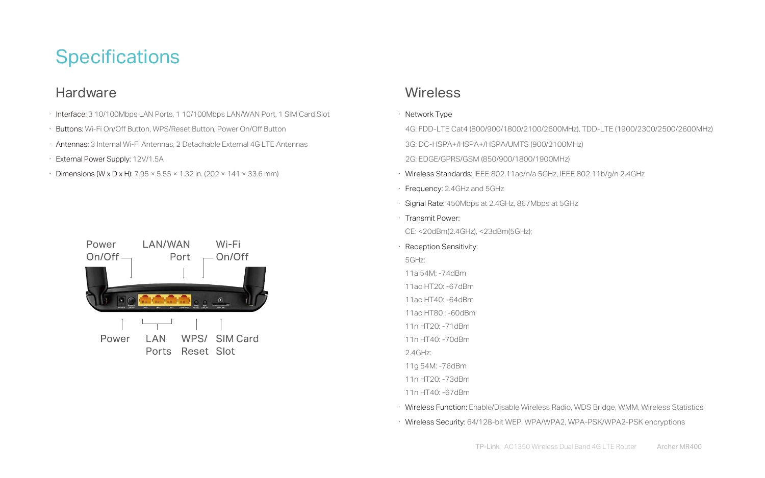# Specifications

## Hardware

- Interface: 3 10/100Mbps LAN Ports, 1 10/100Mbps LAN/WAN Port, 1 SIM Card Slot
- Buttons: Wi-Fi On/Off Button, WPS/Reset Button, Power On/Off Button
- Antennas: 3 Internal Wi-Fi Antennas, 2 Detachable External 4G LTE Antennas
- External Power Supply: 12V/1.5A
- Dimensions (W x D x H): 7.95 × 5.55 × 1.32 in. (202 × 141 × 33.6 mm)

Power On/Off LAN/WAN Port Wi-Fi On/Off

Power LAN Ports WPS/ Reset SIM Card Slot

## Wireless

- Network Type

  4G: FDD-LTE Cat4 (800/900/1800/2100/2600MHz), TDD-LTE (1900/2300/2500/2600MHz)

  3G: DC-HSPA+/HSPA+/HSPA/UMTS (900/2100MHz)

  2G: EDGE/GPRS/GSM (850/900/1800/1900MHz)
- Wireless Standards: IEEE 802.11ac/n/a 5GHz, IEEE 802.11b/g/n 2.4GHz
- Frequency: 2.4GHz and 5GHz
- Signal Rate: 450Mbps at 2.4GHz, 867Mbps at 5GHz
- Transmit Power:

  CE: <20dBm(2.4GHz), <23dBm(5GHz);
- Reception Sensitivity:

  5GHz:

  11a 54M: -74dBm

  11ac HT20: -67dBm

  11ac HT40: -64dBm

  11ac HT80 : -60dBm

  11n HT20: -71dBm

  11n HT40: -70dBm

  2.4GHz:

  11g 54M: -76dBm

  11n HT20: -73dBm

  11n HT40: -67dBm
- Wireless Function: Enable/Disable Wireless Radio, WDS Bridge, WMM, Wireless Statistics
- Wireless Security: 64/128-bit WEP, WPA/WPA2, WPA-PSK/WPA2-PSK encryptions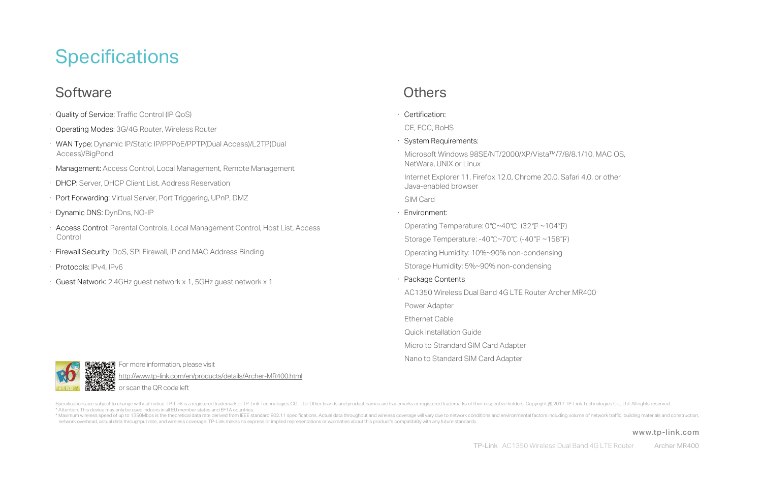# Specifications

## Software

- Quality of Service: Traffic Control (IP QoS)
- Operating Modes: 3G/4G Router, Wireless Router
- WAN Type: Dynamic IP/Static IP/PPPoE/PPTP(Dual Access)/L2TP(Dual Access)/BigPond
- Management: Access Control, Local Management, Remote Management
- DHCP: Server, DHCP Client List, Address Reservation
- Port Forwarding: Virtual Server, Port Triggering, UPnP, DMZ
- Dynamic DNS: DynDns, NO-IP
- Access Control: Parental Controls, Local Management Control, Host List, Access Control
- Firewall Security: DoS, SPI Firewall, IP and MAC Address Binding
- Protocols: IPv4, IPv6
- Guest Network: 2.4GHz guest network x 1, 5GHz guest network x 1

## Others

- Certification:

  CE, FCC, RoHS

- System Requirements:

  Microsoft Windows 98SE/NT/2000/XP/Vista™/7/8/8.1/10, MAC OS, NetWare, UNIX or Linux

  Internet Explorer 11, Firefox 12.0, Chrome 20.0, Safari 4.0, or other Java-enabled browser

  SIM Card

- Environment:

  Operating Temperature: 0℃~40℃ (32℉ ~104℉)

  Storage Temperature: -40℃~70℃ (-40℉ ~158℉)

  Operating Humidity: 10%~90% non-condensing

  Storage Humidity: 5%~90% non-condensing

- Package Contents

  AC1350 Wireless Dual Band 4G LTE Router Archer MR400

  Power Adapter

  Ethernet Cable

  Quick Installation Guide

  Micro to Strandard SIM Card Adapter

  Nano to Standard SIM Card Adapter

For more information, please visit
http://www.tp-link.com/en/products/details/Archer-MR400.html
or scan the QR code left

Specifications are subject to change without notice. TP-Link is a registered trademark of TP-Link Technologies CO., Ltd. Other brands and product names are trademarks or registered trademarks of their respective holders. Copyright @ 2017 TP-Link Technologies Co., Ltd. All rights reserved.
* Attention: This device may only be used indoors in all EU member states and EFTA countries.
* Maximum wireless speed of up to 1350Mbps is the theoretical data rate derived from IEEE standard 802.11 specifications. Actual data throughput and wireless coverage will vary due to network conditions and environmental factors including volume of network traffic, building materials and construction, network overhead, actual data throughput rate, and wireless coverage. TP-Link makes no express or implied representations or warranties about this product's compatibility with any future standards.

www.tp-link.com

TP-Link AC1350 Wireless Dual Band 4G LTE Router Archer MR400